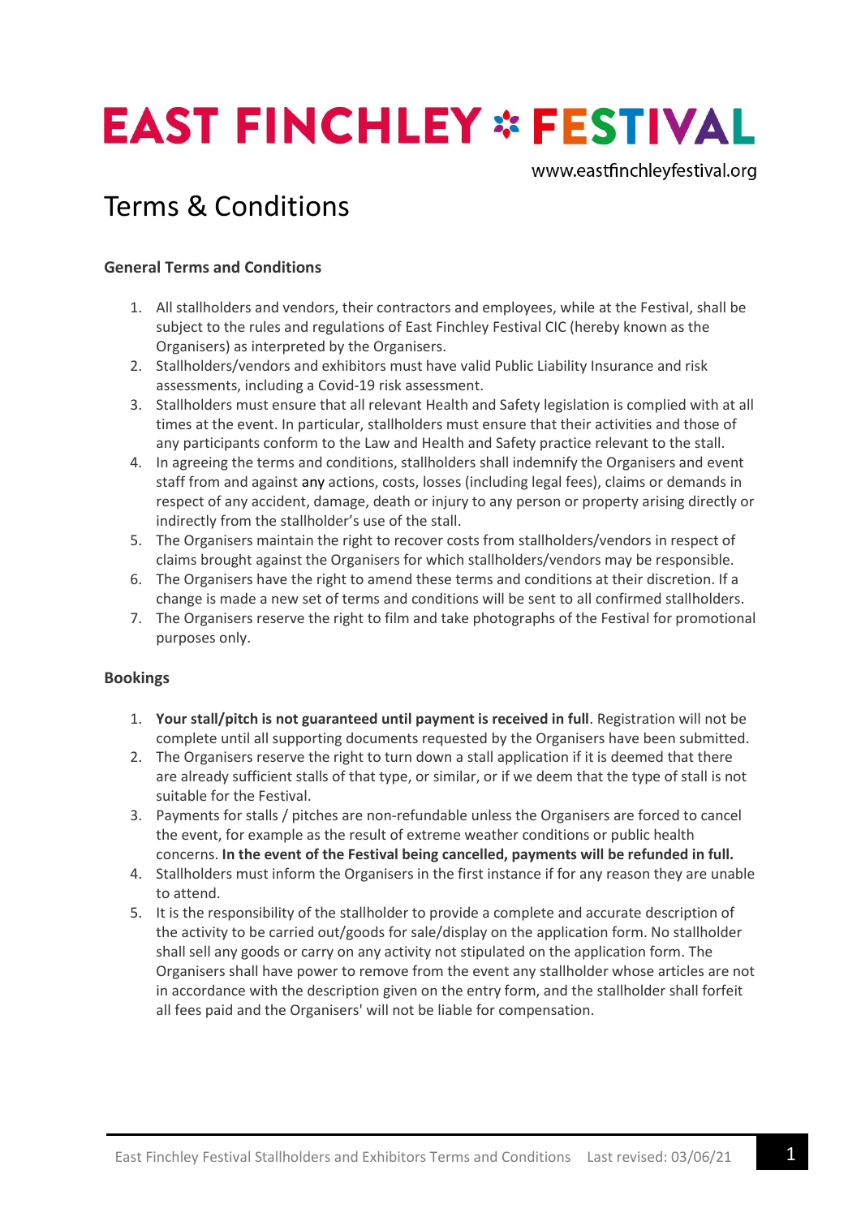# EAST FINCHLEY FESTIVAL

www.eastfinchleyfestival.org

# Terms & Conditions

### General Terms and Conditions

1. All stallholders and vendors, their contractors and employees, while at the Festival, shall be subject to the rules and regulations of East Finchley Festival CIC (hereby known as the Organisers) as interpreted by the Organisers.
2. Stallholders/vendors and exhibitors must have valid Public Liability Insurance and risk assessments, including a Covid-19 risk assessment.
3. Stallholders must ensure that all relevant Health and Safety legislation is complied with at all times at the event. In particular, stallholders must ensure that their activities and those of any participants conform to the Law and Health and Safety practice relevant to the stall.
4. In agreeing the terms and conditions, stallholders shall indemnify the Organisers and event staff from and against any actions, costs, losses (including legal fees), claims or demands in respect of any accident, damage, death or injury to any person or property arising directly or indirectly from the stallholder's use of the stall.
5. The Organisers maintain the right to recover costs from stallholders/vendors in respect of claims brought against the Organisers for which stallholders/vendors may be responsible.
6. The Organisers have the right to amend these terms and conditions at their discretion. If a change is made a new set of terms and conditions will be sent to all confirmed stallholders.
7. The Organisers reserve the right to film and take photographs of the Festival for promotional purposes only.

### Bookings

1. **Your stall/pitch is not guaranteed until payment is received in full**. Registration will not be complete until all supporting documents requested by the Organisers have been submitted.
2. The Organisers reserve the right to turn down a stall application if it is deemed that there are already sufficient stalls of that type, or similar, or if we deem that the type of stall is not suitable for the Festival.
3. Payments for stalls / pitches are non-refundable unless the Organisers are forced to cancel the event, for example as the result of extreme weather conditions or public health concerns. **In the event of the Festival being cancelled, payments will be refunded in full.**
4. Stallholders must inform the Organisers in the first instance if for any reason they are unable to attend.
5. It is the responsibility of the stallholder to provide a complete and accurate description of the activity to be carried out/goods for sale/display on the application form. No stallholder shall sell any goods or carry on any activity not stipulated on the application form. The Organisers shall have power to remove from the event any stallholder whose articles are not in accordance with the description given on the entry form, and the stallholder shall forfeit all fees paid and the Organisers' will not be liable for compensation.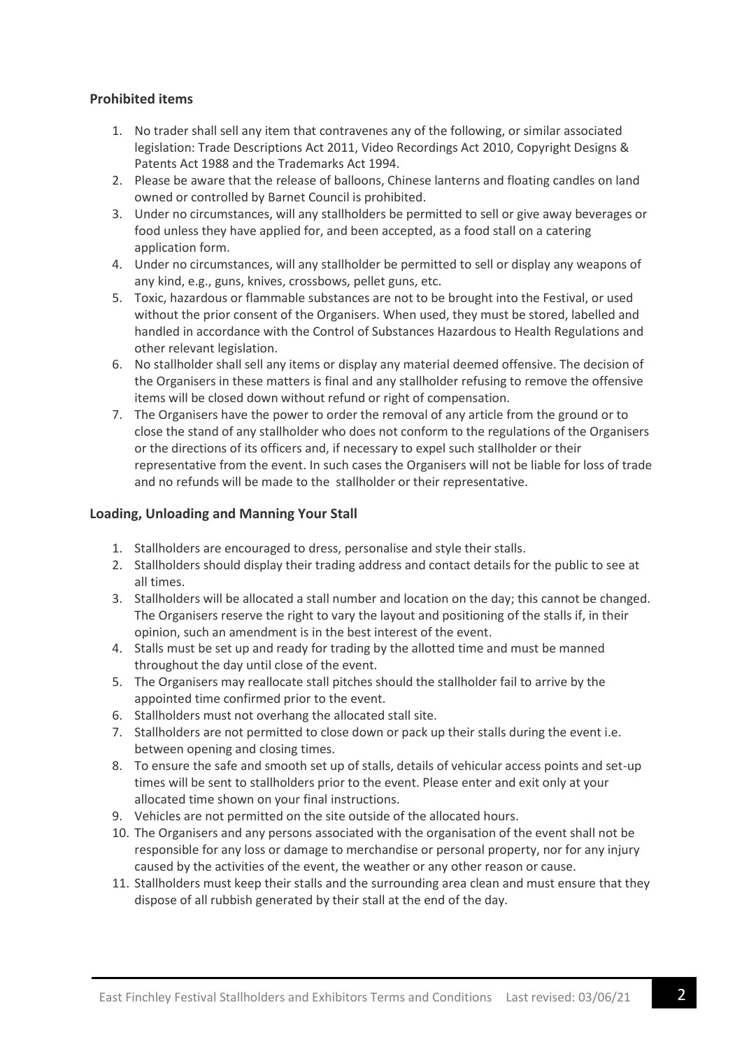## Prohibited items

1. No trader shall sell any item that contravenes any of the following, or similar associated legislation: Trade Descriptions Act 2011, Video Recordings Act 2010, Copyright Designs & Patents Act 1988 and the Trademarks Act 1994.
2. Please be aware that the release of balloons, Chinese lanterns and floating candles on land owned or controlled by Barnet Council is prohibited.
3. Under no circumstances, will any stallholders be permitted to sell or give away beverages or food unless they have applied for, and been accepted, as a food stall on a catering application form.
4. Under no circumstances, will any stallholder be permitted to sell or display any weapons of any kind, e.g., guns, knives, crossbows, pellet guns, etc.
5. Toxic, hazardous or flammable substances are not to be brought into the Festival, or used without the prior consent of the Organisers. When used, they must be stored, labelled and handled in accordance with the Control of Substances Hazardous to Health Regulations and other relevant legislation.
6. No stallholder shall sell any items or display any material deemed offensive. The decision of the Organisers in these matters is final and any stallholder refusing to remove the offensive items will be closed down without refund or right of compensation.
7. The Organisers have the power to order the removal of any article from the ground or to close the stand of any stallholder who does not conform to the regulations of the Organisers or the directions of its officers and, if necessary to expel such stallholder or their representative from the event. In such cases the Organisers will not be liable for loss of trade and no refunds will be made to the stallholder or their representative.

## Loading, Unloading and Manning Your Stall

1. Stallholders are encouraged to dress, personalise and style their stalls.
2. Stallholders should display their trading address and contact details for the public to see at all times.
3. Stallholders will be allocated a stall number and location on the day; this cannot be changed. The Organisers reserve the right to vary the layout and positioning of the stalls if, in their opinion, such an amendment is in the best interest of the event.
4. Stalls must be set up and ready for trading by the allotted time and must be manned throughout the day until close of the event.
5. The Organisers may reallocate stall pitches should the stallholder fail to arrive by the appointed time confirmed prior to the event.
6. Stallholders must not overhang the allocated stall site.
7. Stallholders are not permitted to close down or pack up their stalls during the event i.e. between opening and closing times.
8. To ensure the safe and smooth set up of stalls, details of vehicular access points and set-up times will be sent to stallholders prior to the event. Please enter and exit only at your allocated time shown on your final instructions.
9. Vehicles are not permitted on the site outside of the allocated hours.
10. The Organisers and any persons associated with the organisation of the event shall not be responsible for any loss or damage to merchandise or personal property, nor for any injury caused by the activities of the event, the weather or any other reason or cause.
11. Stallholders must keep their stalls and the surrounding area clean and must ensure that they dispose of all rubbish generated by their stall at the end of the day.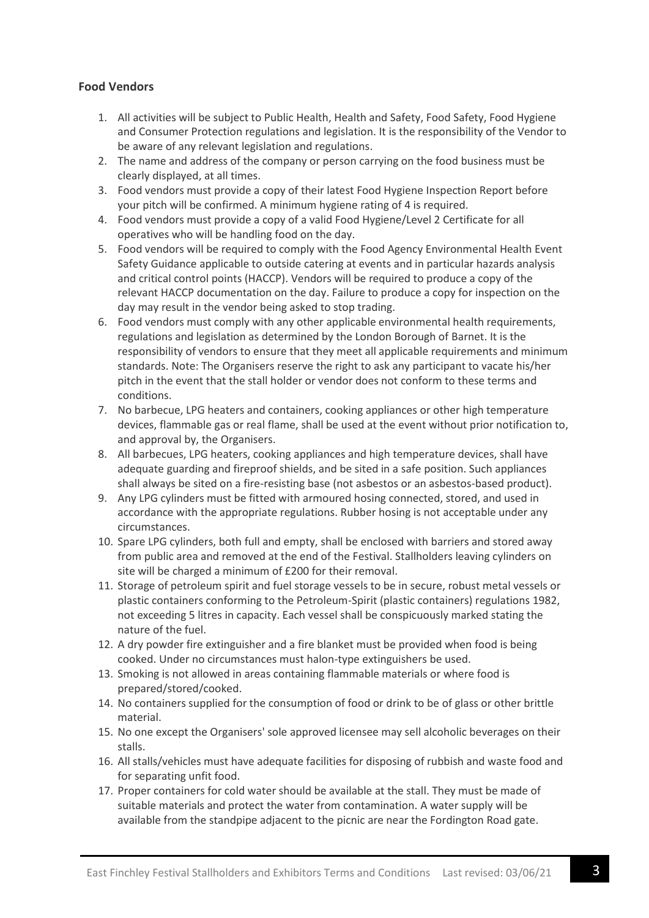**Food Vendors**

1. All activities will be subject to Public Health, Health and Safety, Food Safety, Food Hygiene and Consumer Protection regulations and legislation. It is the responsibility of the Vendor to be aware of any relevant legislation and regulations.
2. The name and address of the company or person carrying on the food business must be clearly displayed, at all times.
3. Food vendors must provide a copy of their latest Food Hygiene Inspection Report before your pitch will be confirmed. A minimum hygiene rating of 4 is required.
4. Food vendors must provide a copy of a valid Food Hygiene/Level 2 Certificate for all operatives who will be handling food on the day.
5. Food vendors will be required to comply with the Food Agency Environmental Health Event Safety Guidance applicable to outside catering at events and in particular hazards analysis and critical control points (HACCP). Vendors will be required to produce a copy of the relevant HACCP documentation on the day. Failure to produce a copy for inspection on the day may result in the vendor being asked to stop trading.
6. Food vendors must comply with any other applicable environmental health requirements, regulations and legislation as determined by the London Borough of Barnet. It is the responsibility of vendors to ensure that they meet all applicable requirements and minimum standards. Note: The Organisers reserve the right to ask any participant to vacate his/her pitch in the event that the stall holder or vendor does not conform to these terms and conditions.
7. No barbecue, LPG heaters and containers, cooking appliances or other high temperature devices, flammable gas or real flame, shall be used at the event without prior notification to, and approval by, the Organisers.
8. All barbecues, LPG heaters, cooking appliances and high temperature devices, shall have adequate guarding and fireproof shields, and be sited in a safe position. Such appliances shall always be sited on a fire-resisting base (not asbestos or an asbestos-based product).
9. Any LPG cylinders must be fitted with armoured hosing connected, stored, and used in accordance with the appropriate regulations. Rubber hosing is not acceptable under any circumstances.
10. Spare LPG cylinders, both full and empty, shall be enclosed with barriers and stored away from public area and removed at the end of the Festival. Stallholders leaving cylinders on site will be charged a minimum of £200 for their removal.
11. Storage of petroleum spirit and fuel storage vessels to be in secure, robust metal vessels or plastic containers conforming to the Petroleum-Spirit (plastic containers) regulations 1982, not exceeding 5 litres in capacity. Each vessel shall be conspicuously marked stating the nature of the fuel.
12. A dry powder fire extinguisher and a fire blanket must be provided when food is being cooked. Under no circumstances must halon-type extinguishers be used.
13. Smoking is not allowed in areas containing flammable materials or where food is prepared/stored/cooked.
14. No containers supplied for the consumption of food or drink to be of glass or other brittle material.
15. No one except the Organisers' sole approved licensee may sell alcoholic beverages on their stalls.
16. All stalls/vehicles must have adequate facilities for disposing of rubbish and waste food and for separating unfit food.
17. Proper containers for cold water should be available at the stall. They must be made of suitable materials and protect the water from contamination. A water supply will be available from the standpipe adjacent to the picnic are near the Fordington Road gate.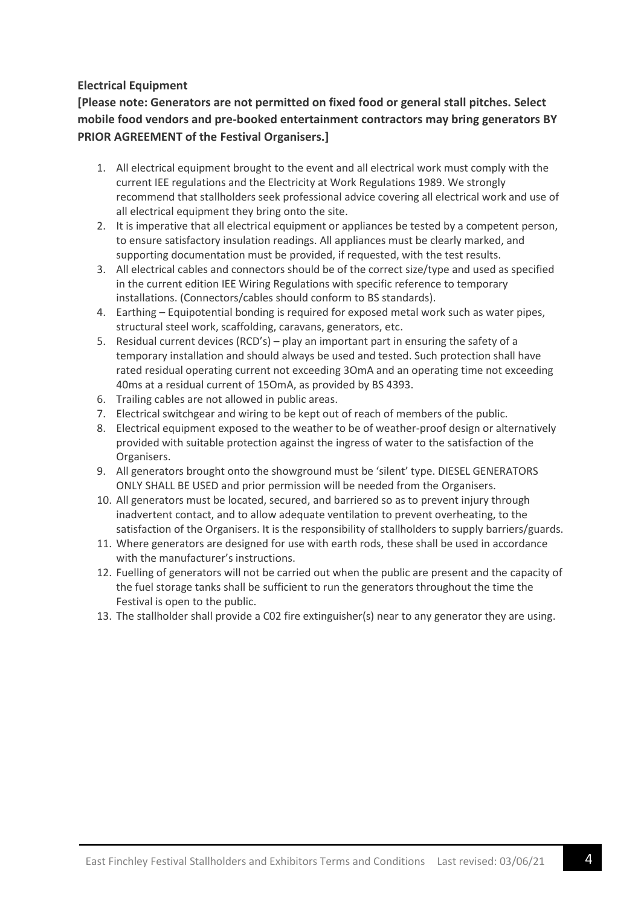**Electrical Equipment**

**[Please note: Generators are not permitted on fixed food or general stall pitches. Select mobile food vendors and pre-booked entertainment contractors may bring generators BY PRIOR AGREEMENT of the Festival Organisers.]**

1. All electrical equipment brought to the event and all electrical work must comply with the current IEE regulations and the Electricity at Work Regulations 1989. We strongly recommend that stallholders seek professional advice covering all electrical work and use of all electrical equipment they bring onto the site.
2. It is imperative that all electrical equipment or appliances be tested by a competent person, to ensure satisfactory insulation readings. All appliances must be clearly marked, and supporting documentation must be provided, if requested, with the test results.
3. All electrical cables and connectors should be of the correct size/type and used as specified in the current edition IEE Wiring Regulations with specific reference to temporary installations. (Connectors/cables should conform to BS standards).
4. Earthing – Equipotential bonding is required for exposed metal work such as water pipes, structural steel work, scaffolding, caravans, generators, etc.
5. Residual current devices (RCD's) – play an important part in ensuring the safety of a temporary installation and should always be used and tested. Such protection shall have rated residual operating current not exceeding 3OmA and an operating time not exceeding 40ms at a residual current of 15OmA, as provided by BS 4393.
6. Trailing cables are not allowed in public areas.
7. Electrical switchgear and wiring to be kept out of reach of members of the public.
8. Electrical equipment exposed to the weather to be of weather-proof design or alternatively provided with suitable protection against the ingress of water to the satisfaction of the Organisers.
9. All generators brought onto the showground must be 'silent' type. DIESEL GENERATORS ONLY SHALL BE USED and prior permission will be needed from the Organisers.
10. All generators must be located, secured, and barriered so as to prevent injury through inadvertent contact, and to allow adequate ventilation to prevent overheating, to the satisfaction of the Organisers. It is the responsibility of stallholders to supply barriers/guards.
11. Where generators are designed for use with earth rods, these shall be used in accordance with the manufacturer's instructions.
12. Fuelling of generators will not be carried out when the public are present and the capacity of the fuel storage tanks shall be sufficient to run the generators throughout the time the Festival is open to the public.
13. The stallholder shall provide a C02 fire extinguisher(s) near to any generator they are using.